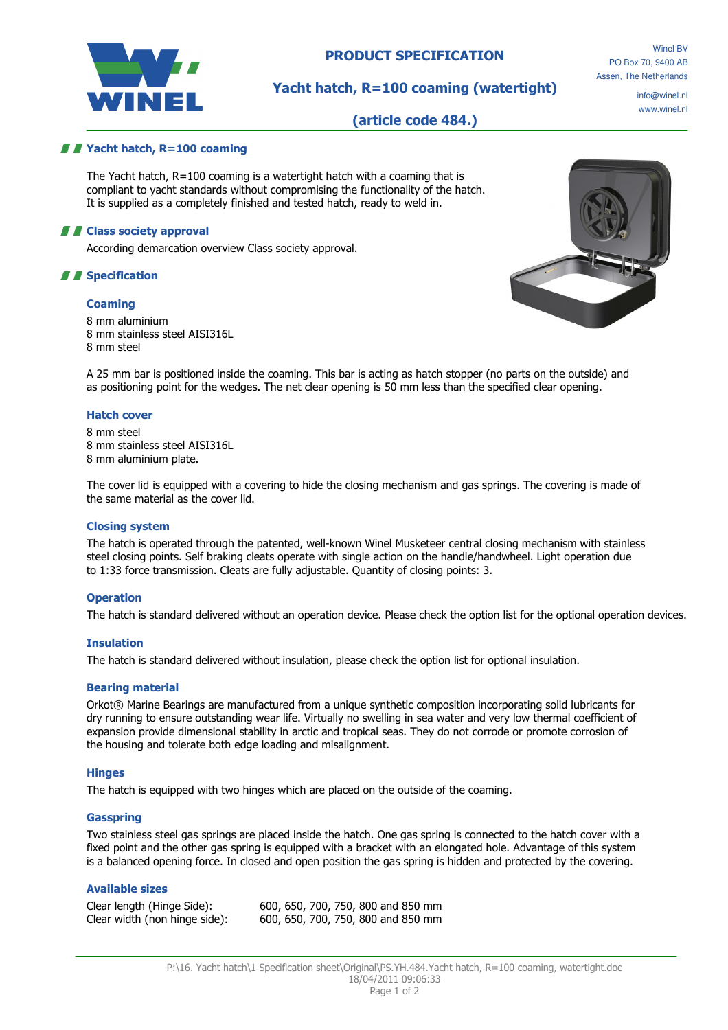# PRODUCT SPECIFICATION

## Yacht hatch, R=100 coaming (watertight)

## (article code 484.)

Winel BV
PO Box 70, 9400 AB
Assen, The Netherlands

info@winel.nl
www.winel.nl

## Yacht hatch, R=100 coaming

The Yacht hatch, R=100 coaming is a watertight hatch with a coaming that is compliant to yacht standards without compromising the functionality of the hatch. It is supplied as a completely finished and tested hatch, ready to weld in.

## Class society approval

According demarcation overview Class society approval.

## Specification

### Coaming

8 mm aluminium
8 mm stainless steel AISI316L
8 mm steel

A 25 mm bar is positioned inside the coaming. This bar is acting as hatch stopper (no parts on the outside) and as positioning point for the wedges. The net clear opening is 50 mm less than the specified clear opening.

### Hatch cover

8 mm steel
8 mm stainless steel AISI316L
8 mm aluminium plate.

The cover lid is equipped with a covering to hide the closing mechanism and gas springs. The covering is made of the same material as the cover lid.

### Closing system

The hatch is operated through the patented, well-known Winel Musketeer central closing mechanism with stainless steel closing points. Self braking cleats operate with single action on the handle/handwheel. Light operation due to 1:33 force transmission. Cleats are fully adjustable. Quantity of closing points: 3.

### Operation

The hatch is standard delivered without an operation device. Please check the option list for the optional operation devices.

### Insulation

The hatch is standard delivered without insulation, please check the option list for optional insulation.

### Bearing material

Orkot® Marine Bearings are manufactured from a unique synthetic composition incorporating solid lubricants for dry running to ensure outstanding wear life. Virtually no swelling in sea water and very low thermal coefficient of expansion provide dimensional stability in arctic and tropical seas. They do not corrode or promote corrosion of the housing and tolerate both edge loading and misalignment.

### Hinges

The hatch is equipped with two hinges which are placed on the outside of the coaming.

### Gasspring

Two stainless steel gas springs are placed inside the hatch. One gas spring is connected to the hatch cover with a fixed point and the other gas spring is equipped with a bracket with an elongated hole. Advantage of this system is a balanced opening force. In closed and open position the gas spring is hidden and protected by the covering.

### Available sizes

| | |
|---|---|
| Clear length (Hinge Side): | 600, 650, 700, 750, 800 and 850 mm |
| Clear width (non hinge side): | 600, 650, 700, 750, 800 and 850 mm |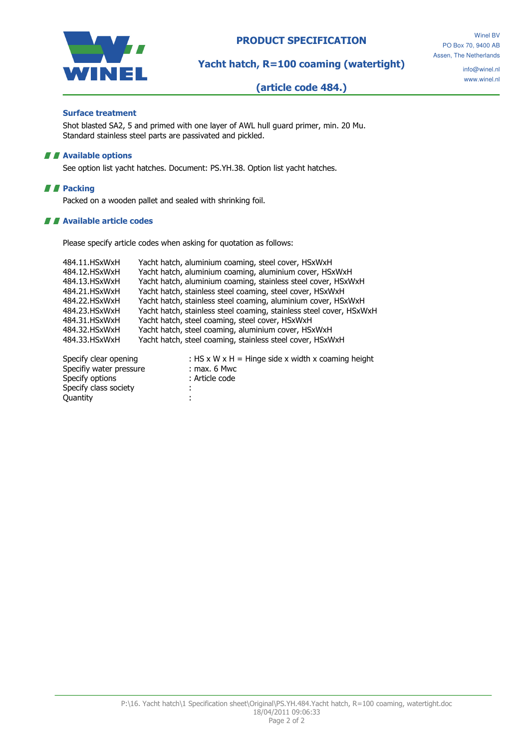### Surface treatment

Shot blasted SA2, 5 and primed with one layer of AWL hull guard primer, min. 20 Mu.
Standard stainless steel parts are passivated and pickled.

### Available options

See option list yacht hatches. Document: PS.YH.38. Option list yacht hatches.

### Packing

Packed on a wooden pallet and sealed with shrinking foil.

### Available article codes

Please specify article codes when asking for quotation as follows:

| | |
|---|---|
| 484.11.HSxWxH | Yacht hatch, aluminium coaming, steel cover, HSxWxH |
| 484.12.HSxWxH | Yacht hatch, aluminium coaming, aluminium cover, HSxWxH |
| 484.13.HSxWxH | Yacht hatch, aluminium coaming, stainless steel cover, HSxWxH |
| 484.21.HSxWxH | Yacht hatch, stainless steel coaming, steel cover, HSxWxH |
| 484.22.HSxWxH | Yacht hatch, stainless steel coaming, aluminium cover, HSxWxH |
| 484.23.HSxWxH | Yacht hatch, stainless steel coaming, stainless steel cover, HSxWxH |
| 484.31.HSxWxH | Yacht hatch, steel coaming, steel cover, HSxWxH |
| 484.32.HSxWxH | Yacht hatch, steel coaming, aluminium cover, HSxWxH |
| 484.33.HSxWxH | Yacht hatch, steel coaming, stainless steel cover, HSxWxH |

| | |
|---|---|
| Specify clear opening | : HS x W x H = Hinge side x width x coaming height |
| Specifiy water pressure | : max. 6 Mwc |
| Specify options | : Article code |
| Specify class society | : |
| Quantity | : |

P:\16. Yacht hatch\1 Specification sheet\Original\PS.YH.484.Yacht hatch, R=100 coaming, watertight.doc
18/04/2011 09:06:33